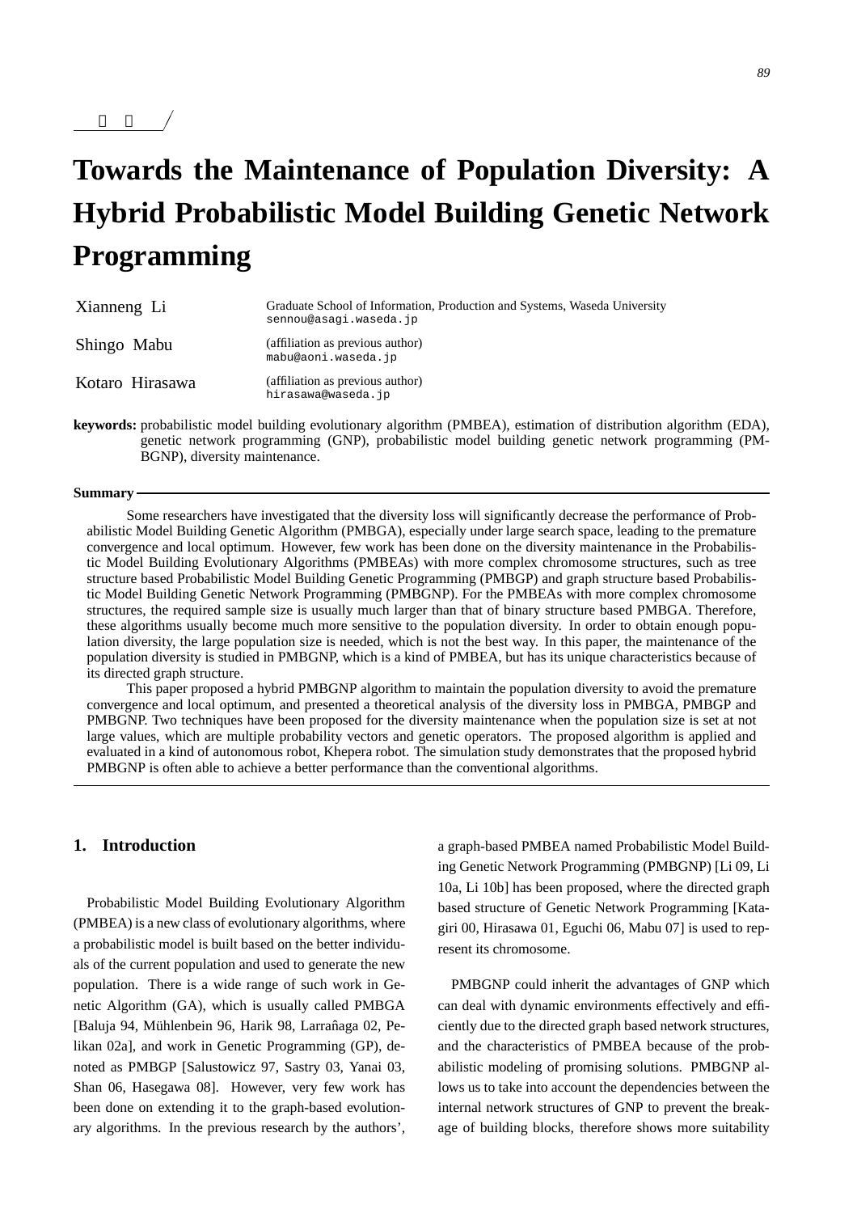論 文

# Towards the Maintenance of Population Diversity: A Hybrid Probabilistic Model Building Genetic Network Programming

Xianneng Li — Graduate School of Information, Production and Systems, Waseda University
sennou@asagi.waseda.jp

Shingo Mabu — (affiliation as previous author)
mabu@aoni.waseda.jp

Kotaro Hirasawa — (affiliation as previous author)
hirasawa@waseda.jp

**keywords:** probabilistic model building evolutionary algorithm (PMBEA), estimation of distribution algorithm (EDA), genetic network programming (GNP), probabilistic model building genetic network programming (PMBGNP), diversity maintenance.

**Summary**

Some researchers have investigated that the diversity loss will significantly decrease the performance of Probabilistic Model Building Genetic Algorithm (PMBGA), especially under large search space, leading to the premature convergence and local optimum. However, few work has been done on the diversity maintenance in the Probabilistic Model Building Evolutionary Algorithms (PMBEAs) with more complex chromosome structures, such as tree structure based Probabilistic Model Building Genetic Programming (PMBGP) and graph structure based Probabilistic Model Building Genetic Network Programming (PMBGNP). For the PMBEAs with more complex chromosome structures, the required sample size is usually much larger than that of binary structure based PMBGA. Therefore, these algorithms usually become much more sensitive to the population diversity. In order to obtain enough population diversity, the large population size is needed, which is not the best way. In this paper, the maintenance of the population diversity is studied in PMBGNP, which is a kind of PMBEA, but has its unique characteristics because of its directed graph structure.

This paper proposed a hybrid PMBGNP algorithm to maintain the population diversity to avoid the premature convergence and local optimum, and presented a theoretical analysis of the diversity loss in PMBGA, PMBGP and PMBGNP. Two techniques have been proposed for the diversity maintenance when the population size is set at not large values, which are multiple probability vectors and genetic operators. The proposed algorithm is applied and evaluated in a kind of autonomous robot, Khepera robot. The simulation study demonstrates that the proposed hybrid PMBGNP is often able to achieve a better performance than the conventional algorithms.

## 1. Introduction

Probabilistic Model Building Evolutionary Algorithm (PMBEA) is a new class of evolutionary algorithms, where a probabilistic model is built based on the better individuals of the current population and used to generate the new population. There is a wide range of such work in Genetic Algorithm (GA), which is usually called PMBGA [Baluja 94, Mühlenbein 96, Harik 98, Larrañaga 02, Pelikan 02a], and work in Genetic Programming (GP), denoted as PMBGP [Salustowicz 97, Sastry 03, Yanai 03, Shan 06, Hasegawa 08]. However, very few work has been done on extending it to the graph-based evolutionary algorithms. In the previous research by the authors', a graph-based PMBEA named Probabilistic Model Building Genetic Network Programming (PMBGNP) [Li 09, Li 10a, Li 10b] has been proposed, where the directed graph based structure of Genetic Network Programming [Katagiri 00, Hirasawa 01, Eguchi 06, Mabu 07] is used to represent its chromosome.

PMBGNP could inherit the advantages of GNP which can deal with dynamic environments effectively and efficiently due to the directed graph based network structures, and the characteristics of PMBEA because of the probabilistic modeling of promising solutions. PMBGNP allows us to take into account the dependencies between the internal network structures of GNP to prevent the breakage of building blocks, therefore shows more suitability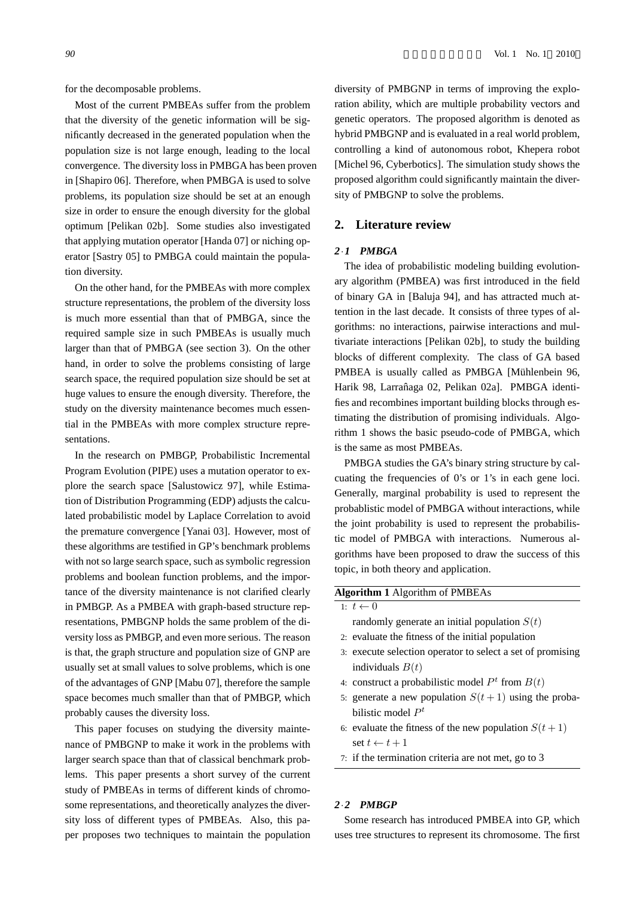for the decomposable problems.

Most of the current PMBEAs suffer from the problem that the diversity of the genetic information will be significantly decreased in the generated population when the population size is not large enough, leading to the local convergence. The diversity loss in PMBGA has been proven in [Shapiro 06]. Therefore, when PMBGA is used to solve problems, its population size should be set at an enough size in order to ensure the enough diversity for the global optimum [Pelikan 02b]. Some studies also investigated that applying mutation operator [Handa 07] or niching operator [Sastry 05] to PMBGA could maintain the population diversity.

On the other hand, for the PMBEAs with more complex structure representations, the problem of the diversity loss is much more essential than that of PMBGA, since the required sample size in such PMBEAs is usually much larger than that of PMBGA (see section 3). On the other hand, in order to solve the problems consisting of large search space, the required population size should be set at huge values to ensure the enough diversity. Therefore, the study on the diversity maintenance becomes much essential in the PMBEAs with more complex structure representations.

In the research on PMBGP, Probabilistic Incremental Program Evolution (PIPE) uses a mutation operator to explore the search space [Salustowicz 97], while Estimation of Distribution Programming (EDP) adjusts the calculated probabilistic model by Laplace Correlation to avoid the premature convergence [Yanai 03]. However, most of these algorithms are testified in GP's benchmark problems with not so large search space, such as symbolic regression problems and boolean function problems, and the importance of the diversity maintenance is not clarified clearly in PMBGP. As a PMBEA with graph-based structure representations, PMBGNP holds the same problem of the diversity loss as PMBGP, and even more serious. The reason is that, the graph structure and population size of GNP are usually set at small values to solve problems, which is one of the advantages of GNP [Mabu 07], therefore the sample space becomes much smaller than that of PMBGP, which probably causes the diversity loss.

This paper focuses on studying the diversity maintenance of PMBGNP to make it work in the problems with larger search space than that of classical benchmark problems. This paper presents a short survey of the current study of PMBEAs in terms of different kinds of chromosome representations, and theoretically analyzes the diversity loss of different types of PMBEAs. Also, this paper proposes two techniques to maintain the population diversity of PMBGNP in terms of improving the exploration ability, which are multiple probability vectors and genetic operators. The proposed algorithm is denoted as hybrid PMBGNP and is evaluated in a real world problem, controlling a kind of autonomous robot, Khepera robot [Michel 96, Cyberbotics]. The simulation study shows the proposed algorithm could significantly maintain the diversity of PMBGNP to solve the problems.

## 2. Literature review

### 2·1 *PMBGA*

The idea of probabilistic modeling building evolutionary algorithm (PMBEA) was first introduced in the field of binary GA in [Baluja 94], and has attracted much attention in the last decade. It consists of three types of algorithms: no interactions, pairwise interactions and multivariate interactions [Pelikan 02b], to study the building blocks of different complexity. The class of GA based PMBEA is usually called as PMBGA [Mühlenbein 96, Harik 98, Larrañaga 02, Pelikan 02a]. PMBGA identifies and recombines important building blocks through estimating the distribution of promising individuals. Algorithm 1 shows the basic pseudo-code of PMBGA, which is the same as most PMBEAs.

PMBGA studies the GA's binary string structure by calcuating the frequencies of 0's or 1's in each gene loci. Generally, marginal probability is used to represent the probablistic model of PMBGA without interactions, while the joint probability is used to represent the probabilistic model of PMBGA with interactions. Numerous algorithms have been proposed to draw the success of this topic, in both theory and application.

**Algorithm 1** Algorithm of PMBEAs

1: $t \leftarrow 0$
   randomly generate an initial population $S(t)$
2: evaluate the fitness of the initial population
3: execute selection operator to select a set of promising individuals $B(t)$
4: construct a probabilistic model $P^t$ from $B(t)$
5: generate a new population $S(t+1)$ using the probabilistic model $P^t$
6: evaluate the fitness of the new population $S(t+1)$
   set $t \leftarrow t+1$
7: if the termination criteria are not met, go to 3

### 2·2 *PMBGP*

Some research has introduced PMBEA into GP, which uses tree structures to represent its chromosome. The first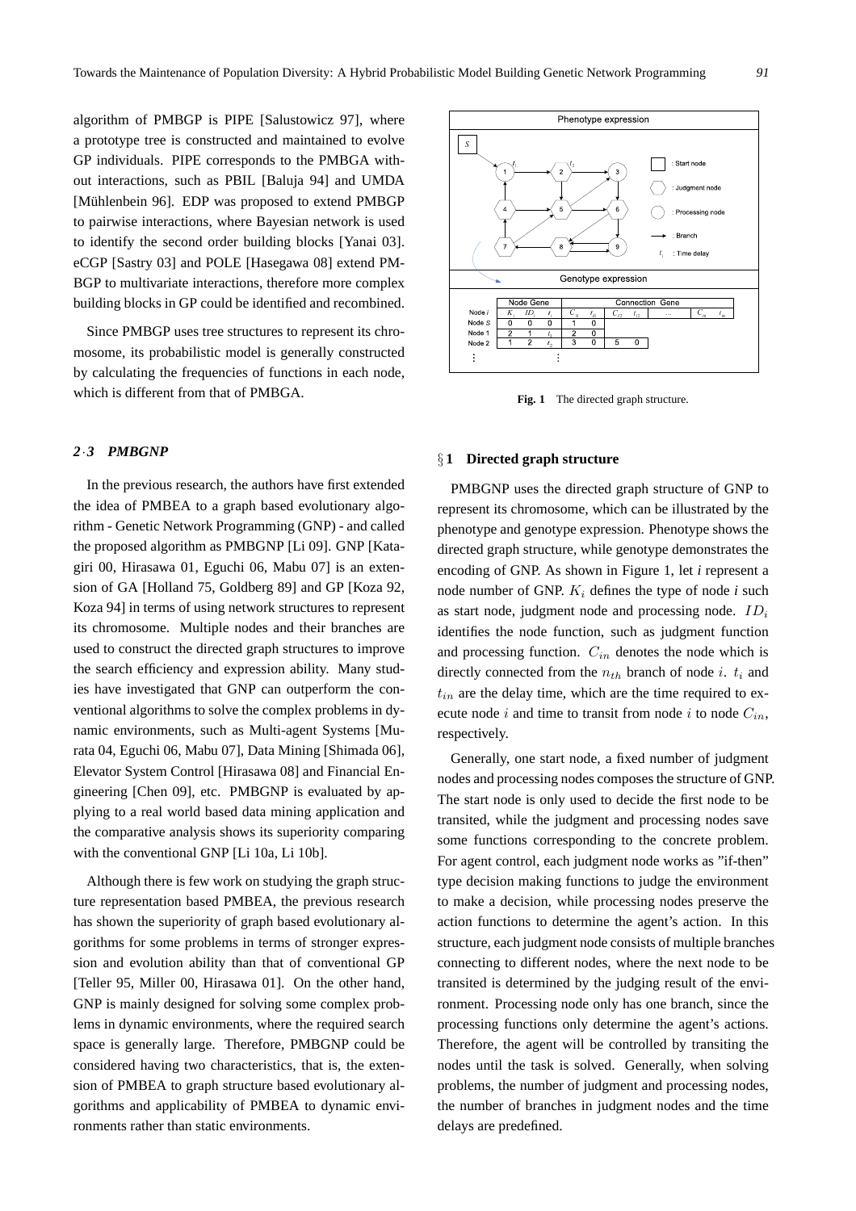algorithm of PMBGP is PIPE [Salustowicz 97], where a prototype tree is constructed and maintained to evolve GP individuals. PIPE corresponds to the PMBGA without interactions, such as PBIL [Baluja 94] and UMDA [Mühlenbein 96]. EDP was proposed to extend PMBGP to pairwise interactions, where Bayesian network is used to identify the second order building blocks [Yanai 03]. eCGP [Sastry 03] and POLE [Hasegawa 08] extend PMBGP to multivariate interactions, therefore more complex building blocks in GP could be identified and recombined.

Since PMBGP uses tree structures to represent its chromosome, its probabilistic model is generally constructed by calculating the frequencies of functions in each node, which is different from that of PMBGA.

### 2·3 PMBGNP

In the previous research, the authors have first extended the idea of PMBEA to a graph based evolutionary algorithm - Genetic Network Programming (GNP) - and called the proposed algorithm as PMBGNP [Li 09]. GNP [Katagiri 00, Hirasawa 01, Eguchi 06, Mabu 07] is an extension of GA [Holland 75, Goldberg 89] and GP [Koza 92, Koza 94] in terms of using network structures to represent its chromosome. Multiple nodes and their branches are used to construct the directed graph structures to improve the search efficiency and expression ability. Many studies have investigated that GNP can outperform the conventional algorithms to solve the complex problems in dynamic environments, such as Multi-agent Systems [Murata 04, Eguchi 06, Mabu 07], Data Mining [Shimada 06], Elevator System Control [Hirasawa 08] and Financial Engineering [Chen 09], etc. PMBGNP is evaluated by applying to a real world based data mining application and the comparative analysis shows its superiority comparing with the conventional GNP [Li 10a, Li 10b].

Although there is few work on studying the graph structure representation based PMBEA, the previous research has shown the superiority of graph based evolutionary algorithms for some problems in terms of stronger expression and evolution ability than that of conventional GP [Teller 95, Miller 00, Hirasawa 01]. On the other hand, GNP is mainly designed for solving some complex problems in dynamic environments, where the required search space is generally large. Therefore, PMBGNP could be considered having two characteristics, that is, the extension of PMBEA to graph structure based evolutionary algorithms and applicability of PMBEA to dynamic environments rather than static environments.

Phenotype expression

Genotype expression

| Node $i$ | Node Gene | | | Connection Gene | | | | | | |
|---|---|---|---|---|---|---|---|---|---|---|
| | $K_i$ | $ID_i$ | $t_i$ | $C_{i1}$ | $t_{i1}$ | $C_{i2}$ | $t_{i2}$ | ... | $C_{in}$ | $t_{in}$ |
| Node $S$ | 0 | 0 | 0 | 1 | 0 | | | | | |
| Node 1 | 2 | 1 | $t_1$ | 2 | 0 | | | | | |
| Node 2 | 1 | 2 | $t_2$ | 3 | 0 | 5 | 0 | | | |
| ⋮ | | ⋮ | | | | | | | | |

**Fig. 1** The directed graph structure.

### §1 Directed graph structure

PMBGNP uses the directed graph structure of GNP to represent its chromosome, which can be illustrated by the phenotype and genotype expression. Phenotype shows the directed graph structure, while genotype demonstrates the encoding of GNP. As shown in Figure 1, let *i* represent a node number of GNP. $K_i$ defines the type of node *i* such as start node, judgment node and processing node. $ID_i$ identifies the node function, such as judgment function and processing function. $C_{in}$ denotes the node which is directly connected from the $n_{th}$ branch of node $i$. $t_i$ and $t_{in}$ are the delay time, which are the time required to execute node $i$ and time to transit from node $i$ to node $C_{in}$, respectively.

Generally, one start node, a fixed number of judgment nodes and processing nodes composes the structure of GNP. The start node is only used to decide the first node to be transited, while the judgment and processing nodes save some functions corresponding to the concrete problem. For agent control, each judgment node works as "if-then" type decision making functions to judge the environment to make a decision, while processing nodes preserve the action functions to determine the agent's action. In this structure, each judgment node consists of multiple branches connecting to different nodes, where the next node to be transited is determined by the judging result of the environment. Processing node only has one branch, since the processing functions only determine the agent's actions. Therefore, the agent will be controlled by transiting the nodes until the task is solved. Generally, when solving problems, the number of judgment and processing nodes, the number of branches in judgment nodes and the time delays are predefined.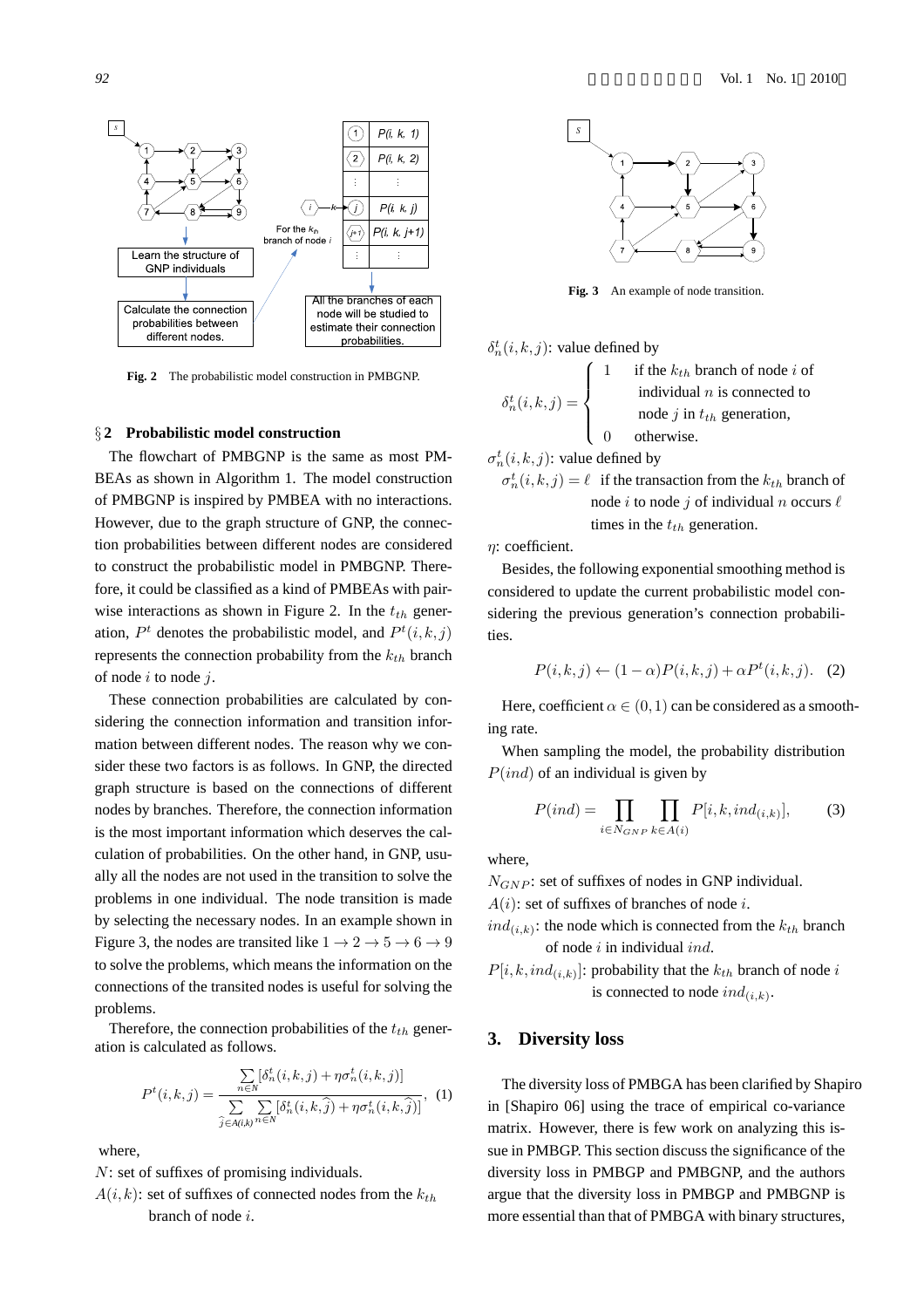Fig. 2 The probabilistic model construction in PMBGNP.

## §2 Probabilistic model construction

The flowchart of PMBGNP is the same as most PMBEAs as shown in Algorithm 1. The model construction of PMBGNP is inspired by PMBEA with no interactions. However, due to the graph structure of GNP, the connection probabilities between different nodes are considered to construct the probabilistic model in PMBGNP. Therefore, it could be classified as a kind of PMBEAs with pairwise interactions as shown in Figure 2. In the $t_{th}$ generation, $P^t$ denotes the probabilistic model, and $P^t(i,k,j)$ represents the connection probability from the $k_{th}$ branch of node $i$ to node $j$.

These connection probabilities are calculated by considering the connection information and transition information between different nodes. The reason why we consider these two factors is as follows. In GNP, the directed graph structure is based on the connections of different nodes by branches. Therefore, the connection information is the most important information which deserves the calculation of probabilities. On the other hand, in GNP, usually all the nodes are not used in the transition to solve the problems in one individual. The node transition is made by selecting the necessary nodes. In an example shown in Figure 3, the nodes are transited like $1 \to 2 \to 5 \to 6 \to 9$ to solve the problems, which means the information on the connections of the transited nodes is useful for solving the problems.

Therefore, the connection probabilities of the $t_{th}$ generation is calculated as follows.

$$P^t(i,k,j) = \frac{\sum_{n \in N} [\delta_n^t(i,k,j) + \eta \sigma_n^t(i,k,j)]}{\sum_{\widehat{j} \in A(i,k)} \sum_{n \in N} [\delta_n^t(i,k,\widehat{j}) + \eta \sigma_n^t(i,k,\widehat{j})]}, \quad (1)$$

where,

$N$: set of suffixes of promising individuals.

$A(i,k)$: set of suffixes of connected nodes from the $k_{th}$ branch of node $i$.

Fig. 3 An example of node transition.

$\delta_n^t(i,k,j)$: value defined by

$$\delta_n^t(i,k,j) = \begin{cases} 1 & \text{if the } k_{th} \text{ branch of node } i \text{ of individual } n \text{ is connected to node } j \text{ in } t_{th} \text{ generation,} \\ 0 & \text{otherwise.} \end{cases}$$

$\sigma_n^t(i,k,j)$: value defined by

$\sigma_n^t(i,k,j) = \ell$ if the transaction from the $k_{th}$ branch of node $i$ to node $j$ of individual $n$ occurs $\ell$ times in the $t_{th}$ generation.

$\eta$: coefficient.

Besides, the following exponential smoothing method is considered to update the current probabilistic model considering the previous generation's connection probabilities.

$$P(i,k,j) \leftarrow (1-\alpha)P(i,k,j) + \alpha P^t(i,k,j). \quad (2)$$

Here, coefficient $\alpha \in (0,1)$ can be considered as a smoothing rate.

When sampling the model, the probability distribution $P(ind)$ of an individual is given by

$$P(ind) = \prod_{i \in N_{GNP}} \prod_{k \in A(i)} P[i,k,ind_{(i,k)}], \quad (3)$$

where,

$N_{GNP}$: set of suffixes of nodes in GNP individual.

$A(i)$: set of suffixes of branches of node $i$.

$ind_{(i,k)}$: the node which is connected from the $k_{th}$ branch of node $i$ in individual $ind$.

$P[i,k,ind_{(i,k)}]$: probability that the $k_{th}$ branch of node $i$ is connected to node $ind_{(i,k)}$.

# 3. Diversity loss

The diversity loss of PMBGA has been clarified by Shapiro in [Shapiro 06] using the concept of empirical co-variance matrix. However, there is few work on analyzing this issue in PMBGP. This section discuss the significance of the diversity loss in PMBGP and PMBGNP, and the authors argue that the diversity loss in PMBGP and PMBGNP is more essential than that of PMBGA with binary structures,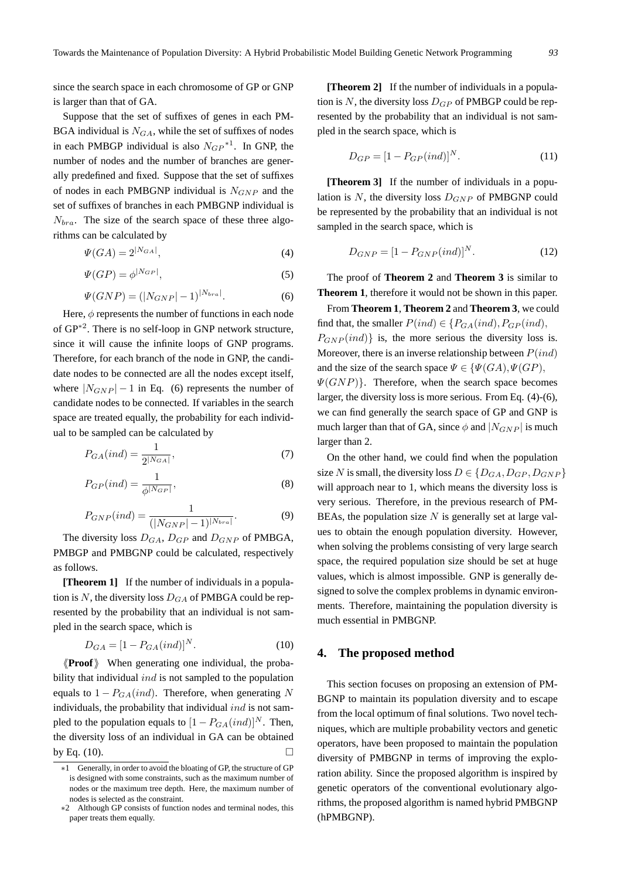since the search space in each chromosome of GP or GNP is larger than that of GA.

Suppose that the set of suffixes of genes in each PMBGA individual is $N_{GA}$, while the set of suffixes of nodes in each PMBGP individual is also $N_{GP}$[*1]. In GNP, the number of nodes and the number of branches are generally predefined and fixed. Suppose that the set of suffixes of nodes in each PMBGNP individual is $N_{GNP}$ and the set of suffixes of branches in each PMBGNP individual is $N_{bra}$. The size of the search space of these three algorithms can be calculated by

$$\Psi(GA) = 2^{|N_{GA}|}, \tag{4}$$

$$\Psi(GP) = \phi^{|N_{GP}|}, \tag{5}$$

$$\Psi(GNP) = (|N_{GNP}| - 1)^{|N_{bra}|}. \tag{6}$$

Here, $\phi$ represents the number of functions in each node of GP[*2]. There is no self-loop in GNP network structure, since it will cause the infinite loops of GNP programs. Therefore, for each branch of the node in GNP, the candidate nodes to be connected are all the nodes except itself, where $|N_{GNP}| - 1$ in Eq. (6) represents the number of candidate nodes to be connected. If variables in the search space are treated equally, the probability for each individual to be sampled can be calculated by

$$P_{GA}(ind) = \frac{1}{2^{|N_{GA}|}}, \tag{7}$$

$$P_{GP}(ind) = \frac{1}{\phi^{|N_{GP}|}}, \tag{8}$$

$$P_{GNP}(ind) = \frac{1}{(|N_{GNP}| - 1)^{|N_{bra}|}}. \tag{9}$$

The diversity loss $D_{GA}$, $D_{GP}$ and $D_{GNP}$ of PMBGA, PMBGP and PMBGNP could be calculated, respectively as follows.

**[Theorem 1]** If the number of individuals in a population is $N$, the diversity loss $D_{GA}$ of PMBGA could be represented by the probability that an individual is not sampled in the search space, which is

$$D_{GA} = [1 - P_{GA}(ind)]^N. \tag{10}$$

《**Proof**》 When generating one individual, the probability that individual $ind$ is not sampled to the population equals to $1 - P_{GA}(ind)$. Therefore, when generating $N$ individuals, the probability that individual $ind$ is not sampled to the population equals to $[1 - P_{GA}(ind)]^N$. Then, the diversity loss of an individual in GA can be obtained by Eq. (10). □

**[Theorem 2]** If the number of individuals in a population is $N$, the diversity loss $D_{GP}$ of PMBGP could be represented by the probability that an individual is not sampled in the search space, which is

$$D_{GP} = [1 - P_{GP}(ind)]^N. \tag{11}$$

**[Theorem 3]** If the number of individuals in a population is $N$, the diversity loss $D_{GNP}$ of PMBGNP could be represented by the probability that an individual is not sampled in the search space, which is

$$D_{GNP} = [1 - P_{GNP}(ind)]^N. \tag{12}$$

The proof of **Theorem 2** and **Theorem 3** is similar to **Theorem 1**, therefore it would not be shown in this paper.

From **Theorem 1**, **Theorem 2** and **Theorem 3**, we could find that, the smaller $P(ind) \in \{P_{GA}(ind), P_{GP}(ind), P_{GNP}(ind)\}$ is, the more serious the diversity loss is. Moreover, there is an inverse relationship between $P(ind)$ and the size of the search space $\Psi \in \{\Psi(GA), \Psi(GP), \Psi(GNP)\}$. Therefore, when the search space becomes larger, the diversity loss is more serious. From Eq. (4)-(6), we can find generally the search space of GP and GNP is much larger than that of GA, since $\phi$ and $|N_{GNP}|$ is much larger than 2.

On the other hand, we could find when the population size $N$ is small, the diversity loss $D \in \{D_{GA}, D_{GP}, D_{GNP}\}$ will approach near to 1, which means the diversity loss is very serious. Therefore, in the previous research of PMBEAs, the population size $N$ is generally set at large values to obtain the enough population diversity. However, when solving the problems consisting of very large search space, the required population size should be set at huge values, which is almost impossible. GNP is generally designed to solve the complex problems in dynamic environments. Therefore, maintaining the population diversity is much essential in PMBGNP.

## 4. The proposed method

This section focuses on proposing an extension of PMBGNP to maintain its population diversity and to escape from the local optimum of final solutions. Two novel techniques, which are multiple probability vectors and genetic operators, have been proposed to maintain the population diversity of PMBGNP in terms of improving the exploration ability. Since the proposed algorithm is inspired by genetic operators of the conventional evolutionary algorithms, the proposed algorithm is named hybrid PMBGNP (hPMBGNP).

---

*1 Generally, in order to avoid the bloating of GP, the structure of GP is designed with some constraints, such as the maximum number of nodes or the maximum tree depth. Here, the maximum number of nodes is selected as the constraint.

*2 Although GP consists of function nodes and terminal nodes, this paper treats them equally.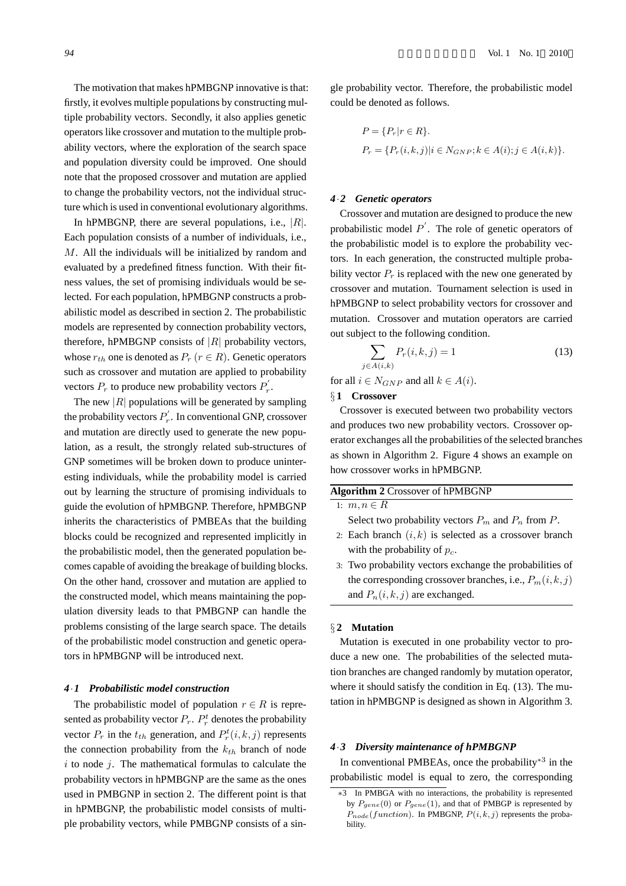The motivation that makes hPMBGNP innovative is that: firstly, it evolves multiple populations by constructing multiple probability vectors. Secondly, it also applies genetic operators like crossover and mutation to the multiple probability vectors, where the exploration of the search space and population diversity could be improved. One should note that the proposed crossover and mutation are applied to change the probability vectors, not the individual structure which is used in conventional evolutionary algorithms.

In hPMBGNP, there are several populations, i.e., $|R|$. Each population consists of a number of individuals, i.e., $M$. All the individuals will be initialized by random and evaluated by a predefined fitness function. With their fitness values, the set of promising individuals would be selected. For each population, hPMBGNP constructs a probabilistic model as described in section 2. The probabilistic models are represented by connection probability vectors, therefore, hPMBGNP consists of $|R|$ probability vectors, whose $r_{th}$ one is denoted as $P_r$ $(r \in R)$. Genetic operators such as crossover and mutation are applied to probability vectors $P_r$ to produce new probability vectors $P_r^{'}$.

The new $|R|$ populations will be generated by sampling the probability vectors $P_r^{'}$. In conventional GNP, crossover and mutation are directly used to generate the new population, as a result, the strongly related sub-structures of GNP sometimes will be broken down to produce uninteresting individuals, while the probability model is carried out by learning the structure of promising individuals to guide the evolution of hPMBGNP. Therefore, hPMBGNP inherits the characteristics of PMBEAs that the building blocks could be recognized and represented implicitly in the probabilistic model, then the generated population becomes capable of avoiding the breakage of building blocks. On the other hand, crossover and mutation are applied to the constructed model, which means maintaining the population diversity leads to that PMBGNP can handle the problems consisting of the large search space. The details of the probabilistic model construction and genetic operators in hPMBGNP will be introduced next.

### *4·1 Probabilistic model construction*

The probabilistic model of population $r \in R$ is represented as probability vector $P_r$. $P_r^t$ denotes the probability vector $P_r$ in the $t_{th}$ generation, and $P_r^t(i,k,j)$ represents the connection probability from the $k_{th}$ branch of node $i$ to node $j$. The mathematical formulas to calculate the probability vectors in hPMBGNP are the same as the ones used in PMBGNP in section 2. The different point is that in hPMBGNP, the probabilistic model consists of multiple probability vectors, while PMBGNP consists of a single probability vector. Therefore, the probabilistic model could be denoted as follows.

$$P = \{P_r | r \in R\}.$$

$$P_r = \{P_r(i,k,j) | i \in N_{GNP}; k \in A(i); j \in A(i,k)\}.$$

### *4·2 Genetic operators*

Crossover and mutation are designed to produce the new probabilistic model $P^{'}$. The role of genetic operators of the probabilistic model is to explore the probability vectors. In each generation, the constructed multiple probability vector $P_r$ is replaced with the new one generated by crossover and mutation. Tournament selection is used in hPMBGNP to select probability vectors for crossover and mutation. Crossover and mutation operators are carried out subject to the following condition.

$$\sum_{j \in A(i,k)} P_r(i,k,j) = 1 \qquad (13)$$

for all $i \in N_{GNP}$ and all $k \in A(i)$.

#### §1 Crossover

Crossover is executed between two probability vectors and produces two new probability vectors. Crossover operator exchanges all the probabilities of the selected branches as shown in Algorithm 2. Figure 4 shows an example on how crossover works in hPMBGNP.

**Algorithm 2** Crossover of hPMBGNP

1: $m, n \in R$
   Select two probability vectors $P_m$ and $P_n$ from $P$.
2: Each branch $(i,k)$ is selected as a crossover branch with the probability of $p_c$.
3: Two probability vectors exchange the probabilities of the corresponding crossover branches, i.e., $P_m(i,k,j)$ and $P_n(i,k,j)$ are exchanged.

#### §2 Mutation

Mutation is executed in one probability vector to produce a new one. The probabilities of the selected mutation branches are changed randomly by mutation operator, where it should satisfy the condition in Eq. (13). The mutation in hPMBGNP is designed as shown in Algorithm 3.

### *4·3 Diversity maintenance of hPMBGNP*

In conventional PMBEAs, once the probability[*3] in the probabilistic model is equal to zero, the corresponding

*3 In PMBGA with no interactions, the probability is represented by $P_{gene}(0)$ or $P_{gene}(1)$, and that of PMBGP is represented by $P_{node}(function)$. In PMBGNP, $P(i,k,j)$ represents the probability.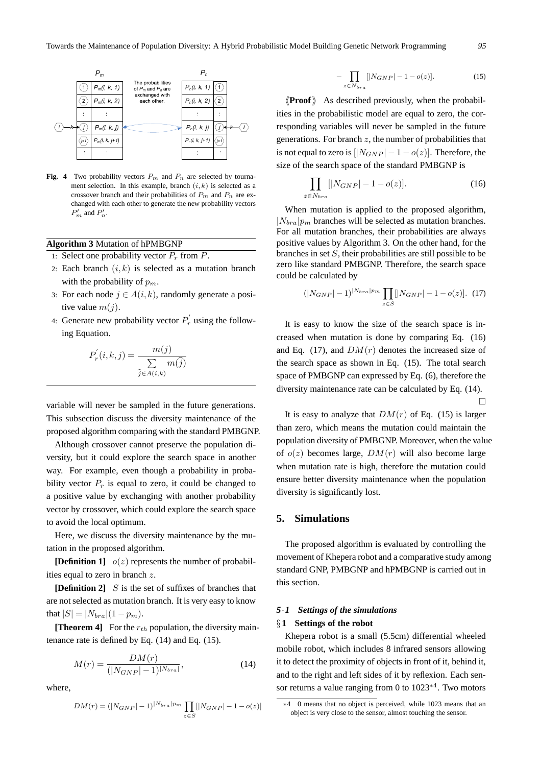**Fig. 4** Two probability vectors $P_m$ and $P_n$ are selected by tournament selection. In this example, branch $(i, k)$ is selected as a crossover branch and their probabilities of $P_m$ and $P_n$ are exchanged with each other to generate the new probability vectors $P'_m$ and $P'_n$.

**Algorithm 3** Mutation of hPMBGNP

1: Select one probability vector $P_r$ from $P$.
2: Each branch $(i, k)$ is selected as a mutation branch with the probability of $p_m$.
3: For each node $j \in A(i, k)$, randomly generate a positive value $m(j)$.
4: Generate new probability vector $P_r^{'}$ using the following Equation.

$$P_r^{'}(i,k,j) = \frac{m(j)}{\sum\limits_{\widehat{j} \in A(i,k)} m(\widehat{j})}$$

variable will never be sampled in the future generations. This subsection discuss the diversity maintenance of the proposed algorithm comparing with the standard PMBGNP.

Although crossover cannot preserve the population diversity, but it could explore the search space in another way. For example, even though a probability in probability vector $P_r$ is equal to zero, it could be changed to a positive value by exchanging with another probability vector by crossover, which could explore the search space to avoid the local optimum.

Here, we discuss the diversity maintenance by the mutation in the proposed algorithm.

**[Definition 1]** $o(z)$ represents the number of probabilities equal to zero in branch $z$.

**[Definition 2]** $S$ is the set of suffixes of branches that are not selected as mutation branch. It is very easy to know that $|S| = |N_{bra}|(1 - p_m)$.

**[Theorem 4]** For the $r_{th}$ population, the diversity maintenance rate is defined by Eq. (14) and Eq. (15).

$$M(r) = \frac{DM(r)}{(|N_{GNP}| - 1)^{|N_{bra}|}}, \tag{14}$$

where,

$$DM(r) = (|N_{GNP}| - 1)^{|N_{bra}|p_m} \prod_{z \in S} [|N_{GNP}| - 1 - o(z)] - \prod_{z \in N_{bra}} [|N_{GNP}| - 1 - o(z)]. \tag{15}$$

《**Proof**》 As described previously, when the probabilities in the probabilistic model are equal to zero, the corresponding variables will never be sampled in the future generations. For branch $z$, the number of probabilities that is not equal to zero is $[|N_{GNP}| - 1 - o(z)]$. Therefore, the size of the search space of the standard PMBGNP is

$$\prod_{z \in N_{bra}} [|N_{GNP}| - 1 - o(z)]. \tag{16}$$

When mutation is applied to the proposed algorithm, $|N_{bra}|p_m$ branches will be selected as mutation branches. For all mutation branches, their probabilities are always positive values by Algorithm 3. On the other hand, for the branches in set $S$, their probabilities are still possible to be zero like standard PMBGNP. Therefore, the search space could be calculated by

$$(|N_{GNP}| - 1)^{|N_{bra}|p_m} \prod_{z \in S} [|N_{GNP}| - 1 - o(z)]. \tag{17}$$

It is easy to know the size of the search space is increased when mutation is done by comparing Eq. (16) and Eq. (17), and $DM(r)$ denotes the increased size of the search space as shown in Eq. (15). The total search space of PMBGNP can expressed by Eq. (6), therefore the diversity maintenance rate can be calculated by Eq. (14). □

It is easy to analyze that $DM(r)$ of Eq. (15) is larger than zero, which means the mutation could maintain the population diversity of PMBGNP. Moreover, when the value of $o(z)$ becomes large, $DM(r)$ will also become large when mutation rate is high, therefore the mutation could ensure better diversity maintenance when the population diversity is significantly lost.

## 5. Simulations

The proposed algorithm is evaluated by controlling the movement of Khepera robot and a comparative study among standard GNP, PMBGNP and hPMBGNP is carried out in this section.

### 5·1 Settings of the simulations

#### §1 Settings of the robot

Khepera robot is a small (5.5cm) differential wheeled mobile robot, which includes 8 infrared sensors allowing it to detect the proximity of objects in front of it, behind it, and to the right and left sides of it by reflexion. Each sensor returns a value ranging from 0 to 1023[*4]. Two motors

[*4] 0 means that no object is perceived, while 1023 means that an object is very close to the sensor, almost touching the sensor.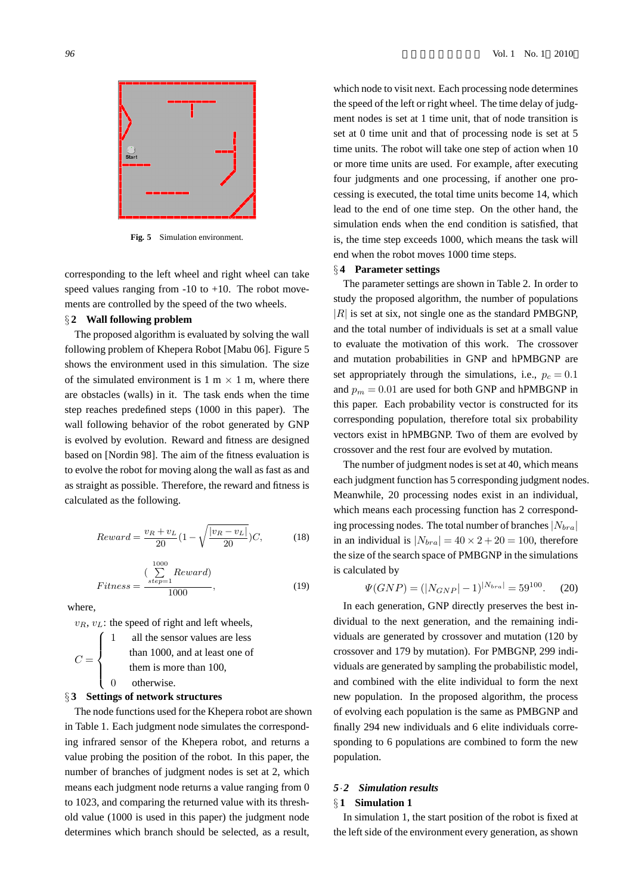Fig. 5 Simulation environment.

corresponding to the left wheel and right wheel can take speed values ranging from -10 to +10. The robot movements are controlled by the speed of the two wheels.

### §2 Wall following problem

The proposed algorithm is evaluated by solving the wall following problem of Khepera Robot [Mabu 06]. Figure 5 shows the environment used in this simulation. The size of the simulated environment is 1 m × 1 m, where there are obstacles (walls) in it. The task ends when the time step reaches predefined steps (1000 in this paper). The wall following behavior of the robot generated by GNP is evolved by evolution. Reward and fitness are designed based on [Nordin 98]. The aim of the fitness evaluation is to evolve the robot for moving along the wall as fast as and as straight as possible. Therefore, the reward and fitness is calculated as the following.

$$Reward = \frac{v_R + v_L}{20}\left(1 - \sqrt{\frac{|v_R - v_L|}{20}}\right)C, \tag{18}$$

$$Fitness = \frac{\left(\sum_{step=1}^{1000} Reward\right)}{1000}, \tag{19}$$

where,

$v_R$, $v_L$: the speed of right and left wheels,

$$C = \begin{cases} 1 & \text{all the sensor values are less than 1000, and at least one of them is more than 100,} \\ 0 & \text{otherwise.} \end{cases}$$

### §3 Settings of network structures

The node functions used for the Khepera robot are shown in Table 1. Each judgment node simulates the corresponding infrared sensor of the Khepera robot, and returns a value probing the position of the robot. In this paper, the number of branches of judgment nodes is set at 2, which means each judgment node returns a value ranging from 0 to 1023, and comparing the returned value with its threshold value (1000 is used in this paper) the judgment node determines which branch should be selected, as a result, which node to visit next. Each processing node determines the speed of the left or right wheel. The time delay of judgment nodes is set at 1 time unit, that of node transition is set at 0 time unit and that of processing node is set at 5 time units. The robot will take one step of action when 10 or more time units are used. For example, after executing four judgments and one processing, if another one processing is executed, the total time units become 14, which lead to the end of one time step. On the other hand, the simulation ends when the end condition is satisfied, that is, the time step exceeds 1000, which means the task will end when the robot moves 1000 time steps.

### §4 Parameter settings

The parameter settings are shown in Table 2. In order to study the proposed algorithm, the number of populations $|R|$ is set at six, not single one as the standard PMBGNP, and the total number of individuals is set at a small value to evaluate the motivation of this work. The crossover and mutation probabilities in GNP and hPMBGNP are set appropriately through the simulations, i.e., $p_c = 0.1$ and $p_m = 0.01$ are used for both GNP and hPMBGNP in this paper. Each probability vector is constructed for its corresponding population, therefore total six probability vectors exist in hPMBGNP. Two of them are evolved by crossover and the rest four are evolved by mutation.

The number of judgment nodes is set at 40, which means each judgment function has 5 corresponding judgment nodes. Meanwhile, 20 processing nodes exist in an individual, which means each processing function has 2 corresponding processing nodes. The total number of branches $|N_{bra}|$ in an individual is $|N_{bra}| = 40 \times 2 + 20 = 100$, therefore the size of the search space of PMBGNP in the simulations is calculated by

$$\Psi(GNP) = (|N_{GNP}| - 1)^{|N_{bra}|} = 59^{100}. \tag{20}$$

In each generation, GNP directly preserves the best individual to the next generation, and the remaining individuals are generated by crossover and mutation (120 by crossover and 179 by mutation). For PMBGNP, 299 individuals are generated by sampling the probabilistic model, and combined with the elite individual to form the next new population. In the proposed algorithm, the process of evolving each population is the same as PMBGNP and finally 294 new individuals and 6 elite individuals corresponding to 6 populations are combined to form the new population.

## *5·2 Simulation results*

### §1 Simulation 1

In simulation 1, the start position of the robot is fixed at the left side of the environment every generation, as shown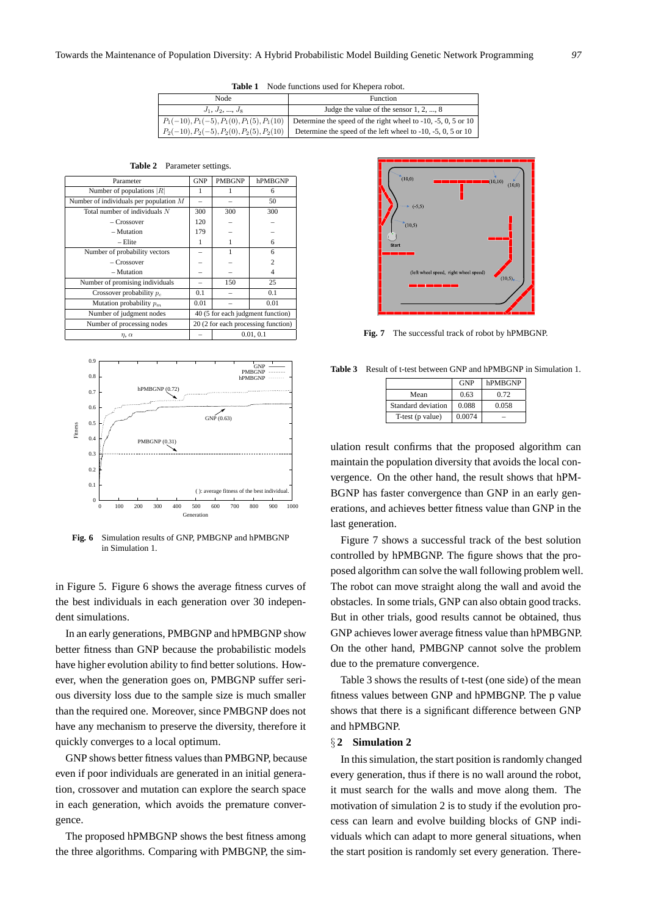**Table 1** Node functions used for Khepera robot.

| Node | Function |
| --- | --- |
| $J_1, J_2, ..., J_8$ | Judge the value of the sensor 1, 2, ..., 8 |
| $P_1(-10), P_1(-5), P_1(0), P_1(5), P_1(10)$ | Determine the speed of the right wheel to -10, -5, 0, 5 or 10 |
| $P_2(-10), P_2(-5), P_2(0), P_2(5), P_2(10)$ | Determine the speed of the left wheel to -10, -5, 0, 5 or 10 |

**Table 2** Parameter settings.

| Parameter | GNP | PMBGNP | hPMBGNP |
| --- | --- | --- | --- |
| Number of populations $\|R\|$ | 1 | 1 | 6 |
| Number of individuals per population $M$ | – | – | 50 |
| Total number of individuals $N$ | 300 | 300 | 300 |
| – Crossover | 120 | – | – |
| – Mutation | 179 | – | – |
| – Elite | 1 | 1 | 6 |
| Number of probability vectors | – | 1 | 6 |
| – Crossover | – | – | 2 |
| – Mutation | – | – | 4 |
| Number of promising individuals | – | 150 | 25 |
| Crossover probability $p_c$ | 0.1 | – | 0.1 |
| Mutation probability $p_m$ | 0.01 | – | 0.01 |
| Number of judgment nodes | 40 (5 for each judgment function) | | |
| Number of processing nodes | 20 (2 for each processing function) | | |
| $\eta, \alpha$ | – | 0.01, 0.1 | |

**Fig. 6** Simulation results of GNP, PMBGNP and hPMBGNP in Simulation 1.

in Figure 5. Figure 6 shows the average fitness curves of the best individuals in each generation over 30 independent simulations.

In an early generations, PMBGNP and hPMBGNP show better fitness than GNP because the probabilistic models have higher evolution ability to find better solutions. However, when the generation goes on, PMBGNP suffer serious diversity loss due to the sample size is much smaller than the required one. Moreover, since PMBGNP does not have any mechanism to preserve the diversity, therefore it quickly converges to a local optimum.

GNP shows better fitness values than PMBGNP, because even if poor individuals are generated in an initial generation, crossover and mutation can explore the search space in each generation, which avoids the premature convergence.

The proposed hPMBGNP shows the best fitness among the three algorithms. Comparing with PMBGNP, the simulation result confirms that the proposed algorithm can maintain the population diversity that avoids the local convergence. On the other hand, the result shows that hPMBGNP has faster convergence than GNP in an early generations, and achieves better fitness value than GNP in the last generation.

**Fig. 7** The successful track of robot by hPMBGNP.

Figure 7 shows a successful track of the best solution controlled by hPMBGNP. The figure shows that the proposed algorithm can solve the wall following problem well. The robot can move straight along the wall and avoid the obstacles. In some trials, GNP can also obtain good tracks. But in other trials, good results cannot be obtained, thus GNP achieves lower average fitness value than hPMBGNP. On the other hand, PMBGNP cannot solve the problem due to the premature convergence.

**Table 3** Result of t-test between GNP and hPMBGNP in Simulation 1.

| | GNP | hPMBGNP |
| --- | --- | --- |
| Mean | 0.63 | 0.72 |
| Standard deviation | 0.088 | 0.058 |
| T-test (p value) | 0.0074 | – |

Table 3 shows the results of t-test (one side) of the mean fitness values between GNP and hPMBGNP. The p value shows that there is a significant difference between GNP and hPMBGNP.

## §2 Simulation 2

In this simulation, the start position is randomly changed every generation, thus if there is no wall around the robot, it must search for the walls and move along them. The motivation of simulation 2 is to study if the evolution process can learn and evolve building blocks of GNP individuals which can adapt to more general situations, when the start position is randomly set every generation. There-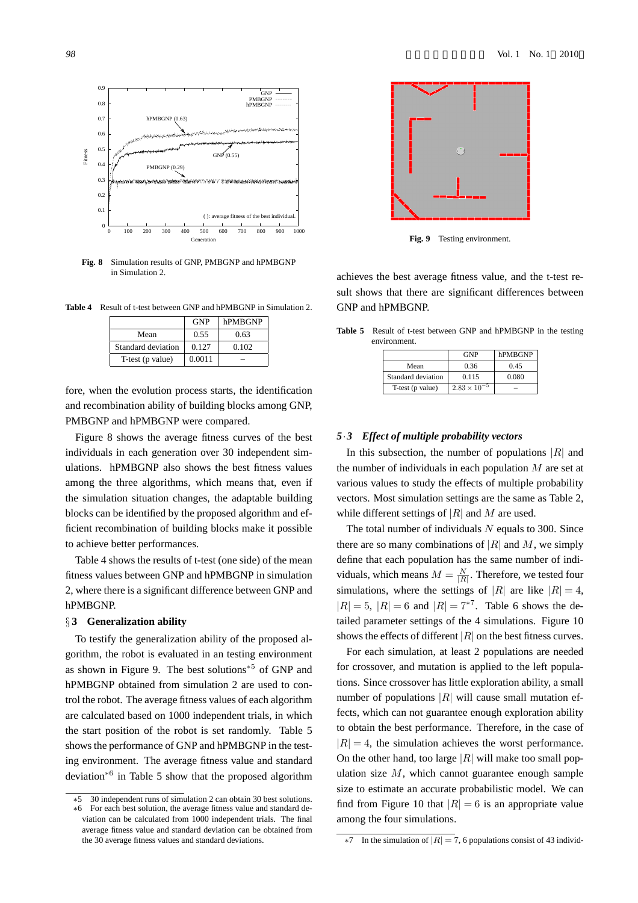Fig. 8 Simulation results of GNP, PMBGNP and hPMBGNP in Simulation 2.

Table 4 Result of t-test between GNP and hPMBGNP in Simulation 2.

| | GNP | hPMBGNP |
|---|---|---|
| Mean | 0.55 | 0.63 |
| Standard deviation | 0.127 | 0.102 |
| T-test (p value) | 0.0011 | – |

fore, when the evolution process starts, the identification and recombination ability of building blocks among GNP, PMBGNP and hPMBGNP were compared.

Figure 8 shows the average fitness curves of the best individuals in each generation over 30 independent simulations. hPMBGNP also shows the best fitness values among the three algorithms, which means that, even if the simulation situation changes, the adaptable building blocks can be identified by the proposed algorithm and efficient recombination of building blocks make it possible to achieve better performances.

Table 4 shows the results of t-test (one side) of the mean fitness values between GNP and hPMBGNP in simulation 2, where there is a significant difference between GNP and hPMBGNP.

## §3 Generalization ability

To testify the generalization ability of the proposed algorithm, the robot is evaluated in an testing environment as shown in Figure 9. The best solutions[*5] of GNP and hPMBGNP obtained from simulation 2 are used to control the robot. The average fitness values of each algorithm are calculated based on 1000 independent trials, in which the start position of the robot is set randomly. Table 5 shows the performance of GNP and hPMBGNP in the testing environment. The average fitness value and standard deviation[*6] in Table 5 show that the proposed algorithm achieves the best average fitness value, and the t-test result shows that there are significant differences between GNP and hPMBGNP.

Fig. 9 Testing environment.

Table 5 Result of t-test between GNP and hPMBGNP in the testing environment.

| | GNP | hPMBGNP |
|---|---|---|
| Mean | 0.36 | 0.45 |
| Standard deviation | 0.115 | 0.080 |
| T-test (p value) | $2.83 \times 10^{-5}$ | – |

### 5·3 *Effect of multiple probability vectors*

In this subsection, the number of populations $|R|$ and the number of individuals in each population $M$ are set at various values to study the effects of multiple probability vectors. Most simulation settings are the same as Table 2, while different settings of $|R|$ and $M$ are used.

The total number of individuals $N$ equals to 300. Since there are so many combinations of $|R|$ and $M$, we simply define that each population has the same number of individuals, which means $M = \frac{N}{|R|}$. Therefore, we tested four simulations, where the settings of $|R|$ are like $|R| = 4$, $|R| = 5$, $|R| = 6$ and $|R| = 7$[*7]. Table 6 shows the detailed parameter settings of the 4 simulations. Figure 10 shows the effects of different $|R|$ on the best fitness curves.

For each simulation, at least 2 populations are needed for crossover, and mutation is applied to the left populations. Since crossover has little exploration ability, a small number of populations $|R|$ will cause small mutation effects, which can not guarantee enough exploration ability to obtain the best performance. Therefore, in the case of $|R| = 4$, the simulation achieves the worst performance. On the other hand, too large $|R|$ will make too small population size $M$, which cannot guarantee enough sample size to estimate an accurate probabilistic model. We can find from Figure 10 that $|R| = 6$ is an appropriate value among the four simulations.

---

*5 30 independent runs of simulation 2 can obtain 30 best solutions.

*6 For each best solution, the average fitness value and standard deviation can be calculated from 1000 independent trials. The final average fitness value and standard deviation can be obtained from the 30 average fitness values and standard deviations.

*7 In the simulation of $|R| = 7$, 6 populations consist of 43 individ-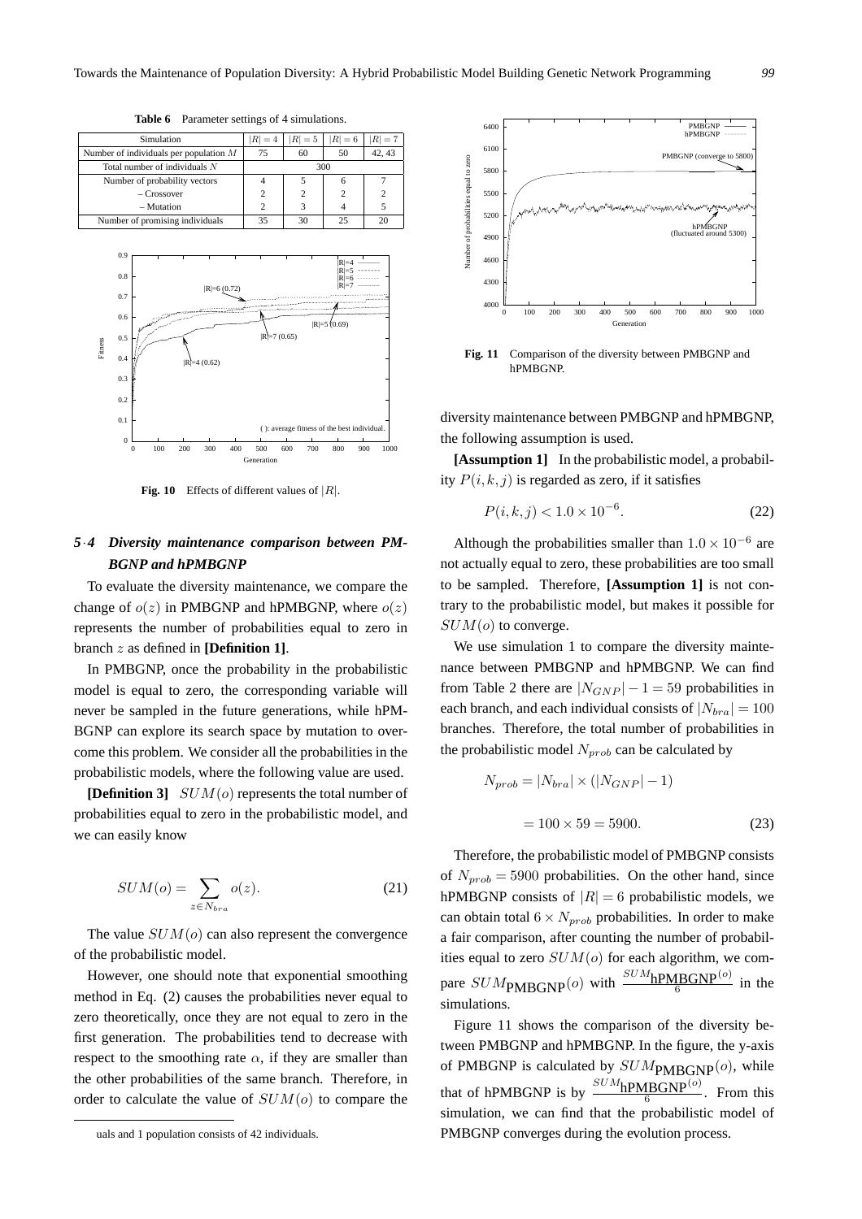**Table 6** Parameter settings of 4 simulations.

| Simulation | $\|R\| = 4$ | $\|R\| = 5$ | $\|R\| = 6$ | $\|R\| = 7$ |
|---|---|---|---|---|
| Number of individuals per population $M$ | 75 | 60 | 50 | 42, 43 |
| Total number of individuals $N$ | | | 300 | |
| Number of probability vectors | 4 | 5 | 6 | 7 |
| – Crossover | 2 | 2 | 2 | 2 |
| – Mutation | 2 | 3 | 4 | 5 |
| Number of promising individuals | 35 | 30 | 25 | 20 |

**Fig. 10** Effects of different values of $|R|$.

### 5·4 Diversity maintenance comparison between PMBGNP and hPMBGNP

To evaluate the diversity maintenance, we compare the change of $o(z)$ in PMBGNP and hPMBGNP, where $o(z)$ represents the number of probabilities equal to zero in branch $z$ as defined in **[Definition 1]**.

In PMBGNP, once the probability in the probabilistic model is equal to zero, the corresponding variable will never be sampled in the future generations, while hPMBGNP can explore its search space by mutation to overcome this problem. We consider all the probabilities in the probabilistic models, where the following value are used.

**[Definition 3]** $SUM(o)$ represents the total number of probabilities equal to zero in the probabilistic model, and we can easily know

$$SUM(o) = \sum_{z \in N_{bra}} o(z). \tag{21}$$

The value $SUM(o)$ can also represent the convergence of the probabilistic model.

However, one should note that exponential smoothing method in Eq. (2) causes the probabilities never equal to zero theoretically, once they are not equal to zero in the first generation. The probabilities tend to decrease with respect to the smoothing rate $\alpha$, if they are smaller than the other probabilities of the same branch. Therefore, in order to calculate the value of $SUM(o)$ to compare the

uals and 1 population consists of 42 individuals.

**Fig. 11** Comparison of the diversity between PMBGNP and hPMBGNP.

diversity maintenance between PMBGNP and hPMBGNP, the following assumption is used.

**[Assumption 1]** In the probabilistic model, a probability $P(i, k, j)$ is regarded as zero, if it satisfies

$$P(i, k, j) < 1.0 \times 10^{-6}. \tag{22}$$

Although the probabilities smaller than $1.0 \times 10^{-6}$ are not actually equal to zero, these probabilities are too small to be sampled. Therefore, **[Assumption 1]** is not contrary to the probabilistic model, but makes it possible for $SUM(o)$ to converge.

We use simulation 1 to compare the diversity maintenance between PMBGNP and hPMBGNP. We can find from Table 2 there are $|N_{GNP}| - 1 = 59$ probabilities in each branch, and each individual consists of $|N_{bra}| = 100$ branches. Therefore, the total number of probabilities in the probabilistic model $N_{prob}$ can be calculated by

$$\begin{aligned} N_{prob} &= |N_{bra}| \times (|N_{GNP}| - 1) \\ &= 100 \times 59 = 5900. \end{aligned} \tag{23}$$

Therefore, the probabilistic model of PMBGNP consists of $N_{prob} = 5900$ probabilities. On the other hand, since hPMBGNP consists of $|R| = 6$ probabilistic models, we can obtain total $6 \times N_{prob}$ probabilities. In order to make a fair comparison, after counting the number of probabilities equal to zero $SUM(o)$ for each algorithm, we compare $SUM_{\text{PMBGNP}}(o)$ with $\frac{SUM_{\text{hPMBGNP}}(o)}{6}$ in the simulations.

Figure 11 shows the comparison of the diversity between PMBGNP and hPMBGNP. In the figure, the y-axis of PMBGNP is calculated by $SUM_{\text{PMBGNP}}(o)$, while that of hPMBGNP is by $\frac{SUM_{\text{hPMBGNP}}(o)}{6}$. From this simulation, we can find that the probabilistic model of PMBGNP converges during the evolution process.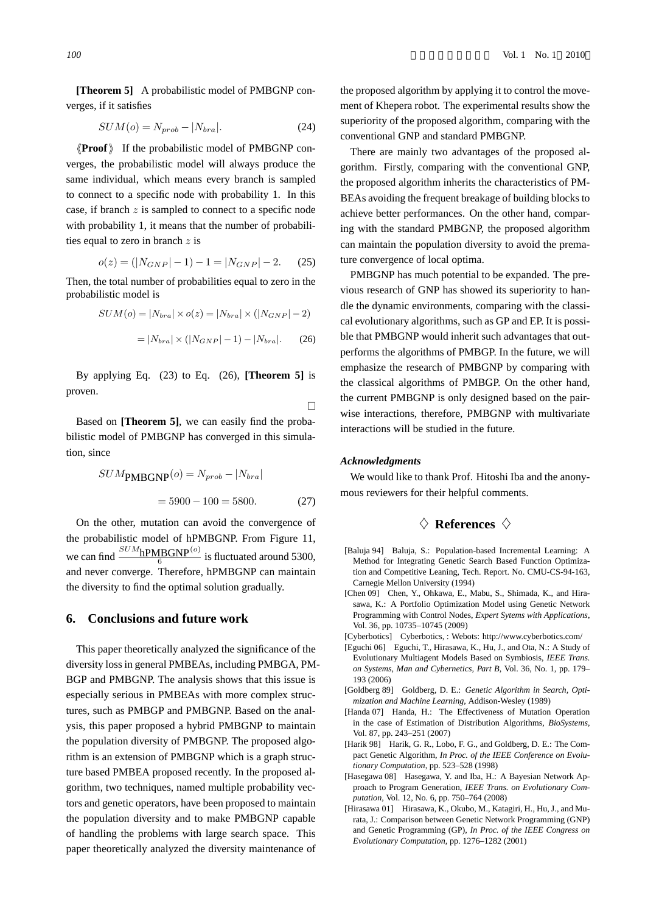**[Theorem 5]** A probabilistic model of PMBGNP converges, if it satisfies

$$SUM(o) = N_{prob} - |N_{bra}|. \tag{24}$$

《**Proof**》 If the probabilistic model of PMBGNP converges, the probabilistic model will always produce the same individual, which means every branch is sampled to connect to a specific node with probability 1. In this case, if branch $z$ is sampled to connect to a specific node with probability 1, it means that the number of probabilities equal to zero in branch $z$ is

$$o(z) = (|N_{GNP}| - 1) - 1 = |N_{GNP}| - 2. \tag{25}$$

Then, the total number of probabilities equal to zero in the probabilistic model is

$$\begin{aligned} SUM(o) &= |N_{bra}| \times o(z) = |N_{bra}| \times (|N_{GNP}| - 2) \\ &= |N_{bra}| \times (|N_{GNP}| - 1) - |N_{bra}|. \end{aligned} \tag{26}$$

By applying Eq. (23) to Eq. (26), **[Theorem 5]** is proven.

□

Based on **[Theorem 5]**, we can easily find the probabilistic model of PMBGNP has converged in this simulation, since

$$\begin{aligned} SUM_{\text{PMBGNP}}(o) &= N_{prob} - |N_{bra}| \\ &= 5900 - 100 = 5800. \end{aligned} \tag{27}$$

On the other, mutation can avoid the convergence of the probabilistic model of hPMBGNP. From Figure 11, we can find $\frac{SUM_{\text{hPMBGNP}}(o)}{6}$ is fluctuated around 5300, and never converge. Therefore, hPMBGNP can maintain the diversity to find the optimal solution gradually.

## 6. Conclusions and future work

This paper theoretically analyzed the significance of the diversity loss in general PMBEAs, including PMBGA, PMBGP and PMBGNP. The analysis shows that this issue is especially serious in PMBEAs with more complex structures, such as PMBGP and PMBGNP. Based on the analysis, this paper proposed a hybrid PMBGNP to maintain the population diversity of PMBGNP. The proposed algorithm is an extension of PMBGNP which is a graph structure based PMBEA proposed recently. In the proposed algorithm, two techniques, named multiple probability vectors and genetic operators, have been proposed to maintain the population diversity and to make PMBGNP capable of handling the problems with large search space. This paper theoretically analyzed the diversity maintenance of the proposed algorithm by applying it to control the movement of Khepera robot. The experimental results show the superiority of the proposed algorithm, comparing with the conventional GNP and standard PMBGNP.

There are mainly two advantages of the proposed algorithm. Firstly, comparing with the conventional GNP, the proposed algorithm inherits the characteristics of PMBEAs avoiding the frequent breakage of building blocks to achieve better performances. On the other hand, comparing with the standard PMBGNP, the proposed algorithm can maintain the population diversity to avoid the premature convergence of local optima.

PMBGNP has much potential to be expanded. The previous research of GNP has showed its superiority to handle the dynamic environments, comparing with the classical evolutionary algorithms, such as GP and EP. It is possible that PMBGNP would inherit such advantages that outperforms the algorithms of PMBGP. In the future, we will emphasize the research of PMBGNP by comparing with the classical algorithms of PMBGP. On the other hand, the current PMBGNP is only designed based on the pairwise interactions, therefore, PMBGNP with multivariate interactions will be studied in the future.

### *Acknowledgments*

We would like to thank Prof. Hitoshi Iba and the anonymous reviewers for their helpful comments.

## ◇ References ◇

[Baluja 94] Baluja, S.: Population-based Incremental Learning: A Method for Integrating Genetic Search Based Function Optimization and Competitive Leaning, Tech. Report. No. CMU-CS-94-163, Carnegie Mellon University (1994)

[Chen 09] Chen, Y., Ohkawa, E., Mabu, S., Shimada, K., and Hirasawa, K.: A Portfolio Optimization Model using Genetic Network Programming with Control Nodes, *Expert Sytems with Applications*, Vol. 36, pp. 10735–10745 (2009)

[Cyberbotics] Cyberbotics, : Webots: http://www.cyberbotics.com/

[Eguchi 06] Eguchi, T., Hirasawa, K., Hu, J., and Ota, N.: A Study of Evolutionary Multiagent Models Based on Symbiosis, *IEEE Trans. on Systems, Man and Cybernetics, Part B*, Vol. 36, No. 1, pp. 179–193 (2006)

[Goldberg 89] Goldberg, D. E.: *Genetic Algorithm in Search, Optimization and Machine Learning*, Addison-Wesley (1989)

[Handa 07] Handa, H.: The Effectiveness of Mutation Operation in the case of Estimation of Distribution Algorithms, *BioSystems*, Vol. 87, pp. 243–251 (2007)

[Harik 98] Harik, G. R., Lobo, F. G., and Goldberg, D. E.: The Compact Genetic Algorithm, *In Proc. of the IEEE Conference on Evolutionary Computation*, pp. 523–528 (1998)

[Hasegawa 08] Hasegawa, Y. and Iba, H.: A Bayesian Network Approach to Program Generation, *IEEE Trans. on Evolutionary Computation*, Vol. 12, No. 6, pp. 750–764 (2008)

[Hirasawa 01] Hirasawa, K., Okubo, M., Katagiri, H., Hu, J., and Murata, J.: Comparison between Genetic Network Programming (GNP) and Genetic Programming (GP), *In Proc. of the IEEE Congress on Evolutionary Computation*, pp. 1276–1282 (2001)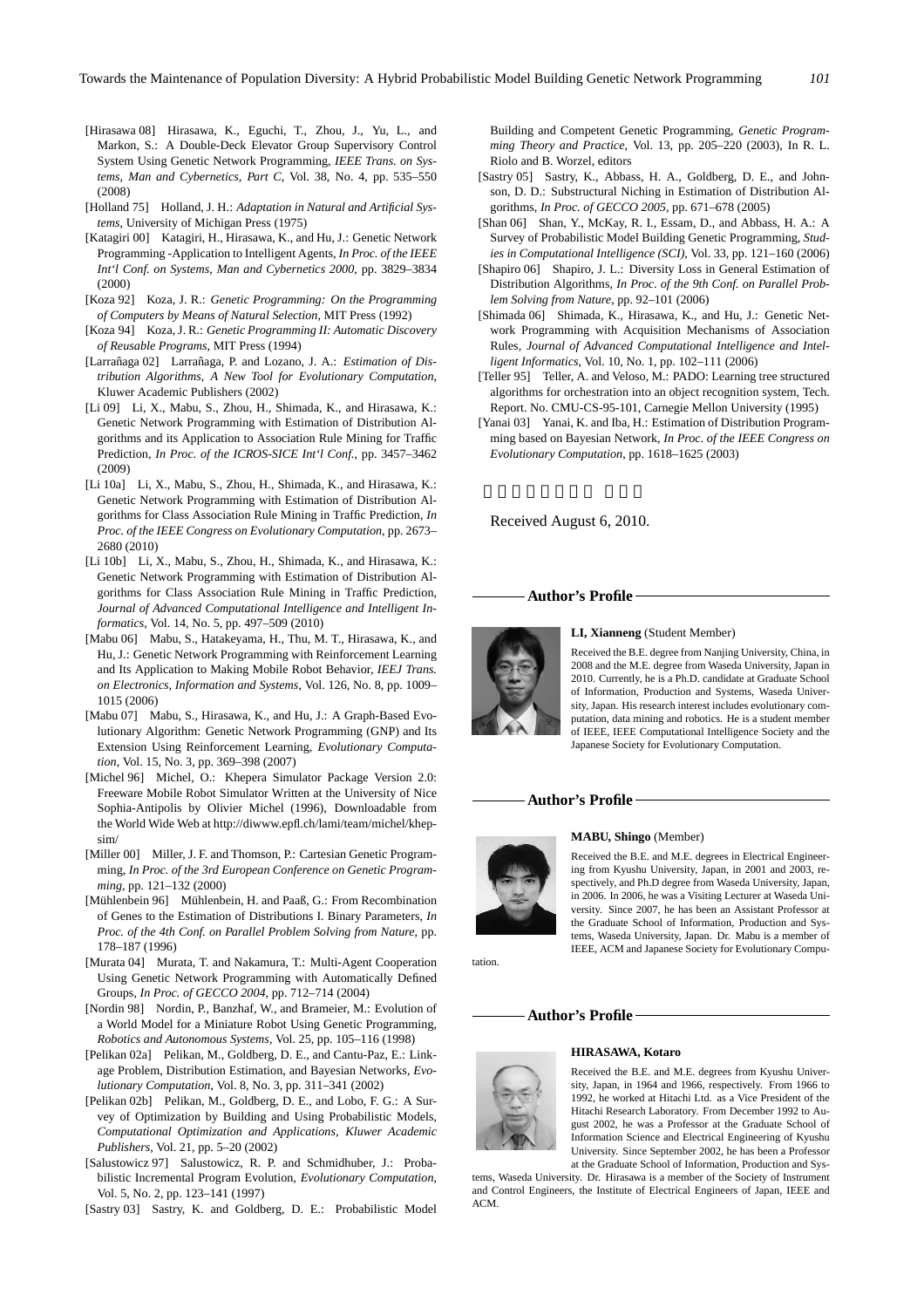[Hirasawa 08] Hirasawa, K., Eguchi, T., Zhou, J., Yu, L., and Markon, S.: A Double-Deck Elevator Group Supervisory Control System Using Genetic Network Programming, *IEEE Trans. on Systems, Man and Cybernetics, Part C*, Vol. 38, No. 4, pp. 535–550 (2008)

[Holland 75] Holland, J. H.: *Adaptation in Natural and Artificial Systems*, University of Michigan Press (1975)

[Katagiri 00] Katagiri, H., Hirasawa, K., and Hu, J.: Genetic Network Programming -Application to Intelligent Agents, *In Proc. of the IEEE Int'l Conf. on Systems, Man and Cybernetics 2000*, pp. 3829–3834 (2000)

[Koza 92] Koza, J. R.: *Genetic Programming: On the Programming of Computers by Means of Natural Selection*, MIT Press (1992)

[Koza 94] Koza, J. R.: *Genetic Programming II: Automatic Discovery of Reusable Programs*, MIT Press (1994)

[Larrañaga 02] Larrañaga, P. and Lozano, J. A.: *Estimation of Distribution Algorithms, A New Tool for Evolutionary Computation*, Kluwer Academic Publishers (2002)

[Li 09] Li, X., Mabu, S., Zhou, H., Shimada, K., and Hirasawa, K.: Genetic Network Programming with Estimation of Distribution Algorithms and its Application to Association Rule Mining for Traffic Prediction, *In Proc. of the ICROS-SICE Int'l Conf.*, pp. 3457–3462 (2009)

[Li 10a] Li, X., Mabu, S., Zhou, H., Shimada, K., and Hirasawa, K.: Genetic Network Programming with Estimation of Distribution Algorithms for Class Association Rule Mining in Traffic Prediction, *In Proc. of the IEEE Congress on Evolutionary Computation*, pp. 2673–2680 (2010)

[Li 10b] Li, X., Mabu, S., Zhou, H., Shimada, K., and Hirasawa, K.: Genetic Network Programming with Estimation of Distribution Algorithms for Class Association Rule Mining in Traffic Prediction, *Journal of Advanced Computational Intelligence and Intelligent Informatics*, Vol. 14, No. 5, pp. 497–509 (2010)

[Mabu 06] Mabu, S., Hatakeyama, H., Thu, M. T., Hirasawa, K., and Hu, J.: Genetic Network Programming with Reinforcement Learning and Its Application to Making Mobile Robot Behavior, *IEEJ Trans. on Electronics, Information and Systems*, Vol. 126, No. 8, pp. 1009–1015 (2006)

[Mabu 07] Mabu, S., Hirasawa, K., and Hu, J.: A Graph-Based Evolutionary Algorithm: Genetic Network Programming (GNP) and Its Extension Using Reinforcement Learning, *Evolutionary Computation*, Vol. 15, No. 3, pp. 369–398 (2007)

[Michel 96] Michel, O.: Khepera Simulator Package Version 2.0: Freeware Mobile Robot Simulator Written at the University of Nice Sophia-Antipolis by Olivier Michel (1996), Downloadable from the World Wide Web at http://diwww.epfl.ch/lami/team/michel/khep-sim/

[Miller 00] Miller, J. F. and Thomson, P.: Cartesian Genetic Programming, *In Proc. of the 3rd European Conference on Genetic Programming*, pp. 121–132 (2000)

[Mühlenbein 96] Mühlenbein, H. and Paaß, G.: From Recombination of Genes to the Estimation of Distributions I. Binary Parameters, *In Proc. of the 4th Conf. on Parallel Problem Solving from Nature*, pp. 178–187 (1996)

[Murata 04] Murata, T. and Nakamura, T.: Multi-Agent Cooperation Using Genetic Network Programming with Automatically Defined Groups, *In Proc. of GECCO 2004*, pp. 712–714 (2004)

[Nordin 98] Nordin, P., Banzhaf, W., and Brameier, M.: Evolution of a World Model for a Miniature Robot Using Genetic Programming, *Robotics and Autonomous Systems*, Vol. 25, pp. 105–116 (1998)

[Pelikan 02a] Pelikan, M., Goldberg, D. E., and Cantu-Paz, E.: Linkage Problem, Distribution Estimation, and Bayesian Networks, *Evolutionary Computation*, Vol. 8, No. 3, pp. 311–341 (2002)

[Pelikan 02b] Pelikan, M., Goldberg, D. E., and Lobo, F. G.: A Survey of Optimization by Building and Using Probabilistic Models, *Computational Optimization and Applications, Kluwer Academic Publishers*, Vol. 21, pp. 5–20 (2002)

[Salustowicz 97] Salustowicz, R. P. and Schmidhuber, J.: Probabilistic Incremental Program Evolution, *Evolutionary Computation*, Vol. 5, No. 2, pp. 123–141 (1997)

[Sastry 03] Sastry, K. and Goldberg, D. E.: Probabilistic Model Building and Competent Genetic Programming, *Genetic Programming Theory and Practice*, Vol. 13, pp. 205–220 (2003), In R. L. Riolo and B. Worzel, editors

[Sastry 05] Sastry, K., Abbass, H. A., Goldberg, D. E., and Johnson, D. D.: Substructural Niching in Estimation of Distribution Algorithms, *In Proc. of GECCO 2005*, pp. 671–678 (2005)

[Shan 06] Shan, Y., McKay, R. I., Essam, D., and Abbass, H. A.: A Survey of Probabilistic Model Building Genetic Programming, *Studies in Computational Intelligence (SCI)*, Vol. 33, pp. 121–160 (2006)

[Shapiro 06] Shapiro, J. L.: Diversity Loss in General Estimation of Distribution Algorithms, *In Proc. of the 9th Conf. on Parallel Problem Solving from Nature*, pp. 92–101 (2006)

[Shimada 06] Shimada, K., Hirasawa, K., and Hu, J.: Genetic Network Programming with Acquisition Mechanisms of Association Rules, *Journal of Advanced Computational Intelligence and Intelligent Informatics*, Vol. 10, No. 1, pp. 102–111 (2006)

[Teller 95] Teller, A. and Veloso, M.: PADO: Learning tree structured algorithms for orchestration into an object recognition system, Tech. Report. No. CMU-CS-95-101, Carnegie Mellon University (1995)

[Yanai 03] Yanai, K. and Iba, H.: Estimation of Distribution Programming based on Bayesian Network, *In Proc. of the IEEE Congress on Evolutionary Computation*, pp. 1618–1625 (2003)

Received August 6, 2010.

## Author's Profile

**LI, Xianneng** (Student Member)

Received the B.E. degree from Nanjing University, China, in 2008 and the M.E. degree from Waseda University, Japan in 2010. Currently, he is a Ph.D. candidate at Graduate School of Information, Production and Systems, Waseda University, Japan. His research interest includes evolutionary computation, data mining and robotics. He is a student member of IEEE, IEEE Computational Intelligence Society and the Japanese Society for Evolutionary Computation.

## Author's Profile

**MABU, Shingo** (Member)

Received the B.E. and M.E. degrees in Electrical Engineering from Kyushu University, Japan, in 2001 and 2003, respectively, and Ph.D degree from Waseda University, Japan, in 2006. In 2006, he was a Visiting Lecturer at Waseda University. Since 2007, he has been an Assistant Professor at the Graduate School of Information, Production and Systems, Waseda University, Japan. Dr. Mabu is a member of IEEE, ACM and Japanese Society for Evolutionary Computation.

## Author's Profile

**HIRASAWA, Kotaro**

Received the B.E. and M.E. degrees from Kyushu University, Japan, in 1964 and 1966, respectively. From 1966 to 1992, he worked at Hitachi Ltd. as a Vice President of the Hitachi Research Laboratory. From December 1992 to August 2002, he was a Professor at the Graduate School of Information Science and Electrical Engineering of Kyushu University. Since September 2002, he has been a Professor at the Graduate School of Information, Production and Systems, Waseda University. Dr. Hirasawa is a member of the Society of Instrument and Control Engineers, the Institute of Electrical Engineers of Japan, IEEE and ACM.